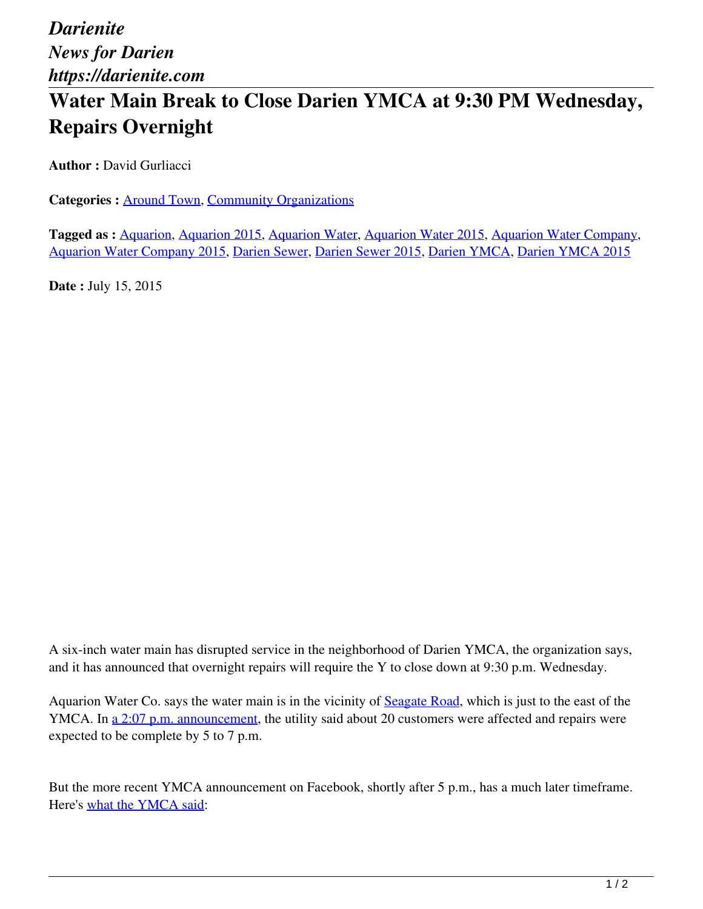*Darienite*
*News for Darien*
*https://darienite.com*

# Water Main Break to Close Darien YMCA at 9:30 PM Wednesday, Repairs Overnight

**Author :** David Gurliacci

**Categories :** Around Town, Community Organizations

**Tagged as :** Aquarion, Aquarion 2015, Aquarion Water, Aquarion Water 2015, Aquarion Water Company, Aquarion Water Company 2015, Darien Sewer, Darien Sewer 2015, Darien YMCA, Darien YMCA 2015

**Date :** July 15, 2015

A six-inch water main has disrupted service in the neighborhood of Darien YMCA, the organization says, and it has announced that overnight repairs will require the Y to close down at 9:30 p.m. Wednesday.

Aquarion Water Co. says the water main is in the vicinity of Seagate Road, which is just to the east of the YMCA. In a 2:07 p.m. announcement, the utility said about 20 customers were affected and repairs were expected to be complete by 5 to 7 p.m.

But the more recent YMCA announcement on Facebook, shortly after 5 p.m., has a much later timeframe. Here's what the YMCA said: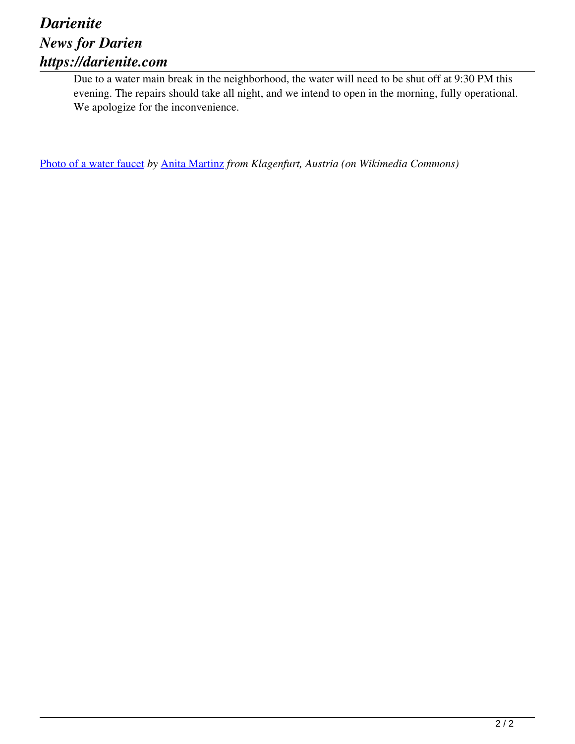Due to a water main break in the neighborhood, the water will need to be shut off at 9:30 PM this evening. The repairs should take all night, and we intend to open in the morning, fully operational. We apologize for the inconvenience.

[Photo of a water faucet]() *by* [Anita Martinz]() *from Klagenfurt, Austria (on Wikimedia Commons)*